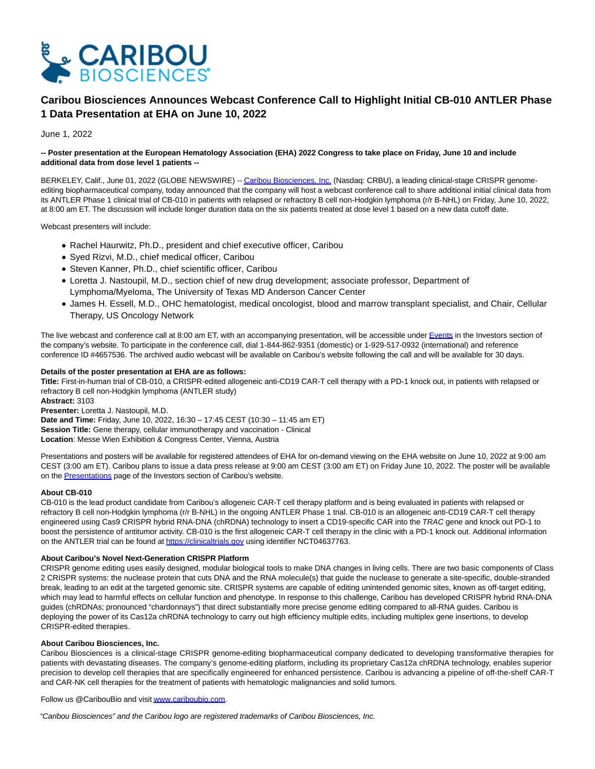# Caribou Biosciences Announces Webcast Conference Call to Highlight Initial CB-010 ANTLER Phase 1 Data Presentation at EHA on June 10, 2022

June 1, 2022

**-- Poster presentation at the European Hematology Association (EHA) 2022 Congress to take place on Friday, June 10 and include additional data from dose level 1 patients --**

BERKELEY, Calif., June 01, 2022 (GLOBE NEWSWIRE) -- Caribou Biosciences, Inc. (Nasdaq: CRBU), a leading clinical-stage CRISPR genome-editing biopharmaceutical company, today announced that the company will host a webcast conference call to share additional initial clinical data from its ANTLER Phase 1 clinical trial of CB-010 in patients with relapsed or refractory B cell non-Hodgkin lymphoma (r/r B-NHL) on Friday, June 10, 2022, at 8:00 am ET. The discussion will include longer duration data on the six patients treated at dose level 1 based on a new data cutoff date.

Webcast presenters will include:

- Rachel Haurwitz, Ph.D., president and chief executive officer, Caribou
- Syed Rizvi, M.D., chief medical officer, Caribou
- Steven Kanner, Ph.D., chief scientific officer, Caribou
- Loretta J. Nastoupil, M.D., section chief of new drug development; associate professor, Department of Lymphoma/Myeloma, The University of Texas MD Anderson Cancer Center
- James H. Essell, M.D., OHC hematologist, medical oncologist, blood and marrow transplant specialist, and Chair, Cellular Therapy, US Oncology Network

The live webcast and conference call at 8:00 am ET, with an accompanying presentation, will be accessible under Events in the Investors section of the company's website. To participate in the conference call, dial 1-844-862-9351 (domestic) or 1-929-517-0932 (international) and reference conference ID #4657536. The archived audio webcast will be available on Caribou's website following the call and will be available for 30 days.

**Details of the poster presentation at EHA are as follows:**
**Title:** First-in-human trial of CB-010, a CRISPR-edited allogeneic anti-CD19 CAR-T cell therapy with a PD-1 knock out, in patients with relapsed or refractory B cell non-Hodgkin lymphoma (ANTLER study)
**Abstract:** 3103
**Presenter:** Loretta J. Nastoupil, M.D.
**Date and Time:** Friday, June 10, 2022, 16:30 – 17:45 CEST (10:30 – 11:45 am ET)
**Session Title:** Gene therapy, cellular immunotherapy and vaccination - Clinical
**Location**: Messe Wien Exhibition & Congress Center, Vienna, Austria

Presentations and posters will be available for registered attendees of EHA for on-demand viewing on the EHA website on June 10, 2022 at 9:00 am CEST (3:00 am ET). Caribou plans to issue a data press release at 9:00 am CEST (3:00 am ET) on Friday June 10, 2022. The poster will be available on the Presentations page of the Investors section of Caribou's website.

**About CB-010**
CB-010 is the lead product candidate from Caribou's allogeneic CAR-T cell therapy platform and is being evaluated in patients with relapsed or refractory B cell non-Hodgkin lymphoma (r/r B-NHL) in the ongoing ANTLER Phase 1 trial. CB-010 is an allogeneic anti-CD19 CAR-T cell therapy engineered using Cas9 CRISPR hybrid RNA-DNA (chRDNA) technology to insert a CD19-specific CAR into the *TRAC* gene and knock out PD-1 to boost the persistence of antitumor activity. CB-010 is the first allogeneic CAR-T cell therapy in the clinic with a PD-1 knock out. Additional information on the ANTLER trial can be found at https://clinicaltrials.gov using identifier NCT04637763.

**About Caribou's Novel Next-Generation CRISPR Platform**
CRISPR genome editing uses easily designed, modular biological tools to make DNA changes in living cells. There are two basic components of Class 2 CRISPR systems: the nuclease protein that cuts DNA and the RNA molecule(s) that guide the nuclease to generate a site-specific, double-stranded break, leading to an edit at the targeted genomic site. CRISPR systems are capable of editing unintended genomic sites, known as off-target editing, which may lead to harmful effects on cellular function and phenotype. In response to this challenge, Caribou has developed CRISPR hybrid RNA-DNA guides (chRDNAs; pronounced "chardonnays") that direct substantially more precise genome editing compared to all-RNA guides. Caribou is deploying the power of its Cas12a chRDNA technology to carry out high efficiency multiple edits, including multiplex gene insertions, to develop CRISPR-edited therapies.

**About Caribou Biosciences, Inc.**
Caribou Biosciences is a clinical-stage CRISPR genome-editing biopharmaceutical company dedicated to developing transformative therapies for patients with devastating diseases. The company's genome-editing platform, including its proprietary Cas12a chRDNA technology, enables superior precision to develop cell therapies that are specifically engineered for enhanced persistence. Caribou is advancing a pipeline of off-the-shelf CAR-T and CAR-NK cell therapies for the treatment of patients with hematologic malignancies and solid tumors.

Follow us @CaribouBio and visit www.cariboubio.com.

*"Caribou Biosciences" and the Caribou logo are registered trademarks of Caribou Biosciences, Inc.*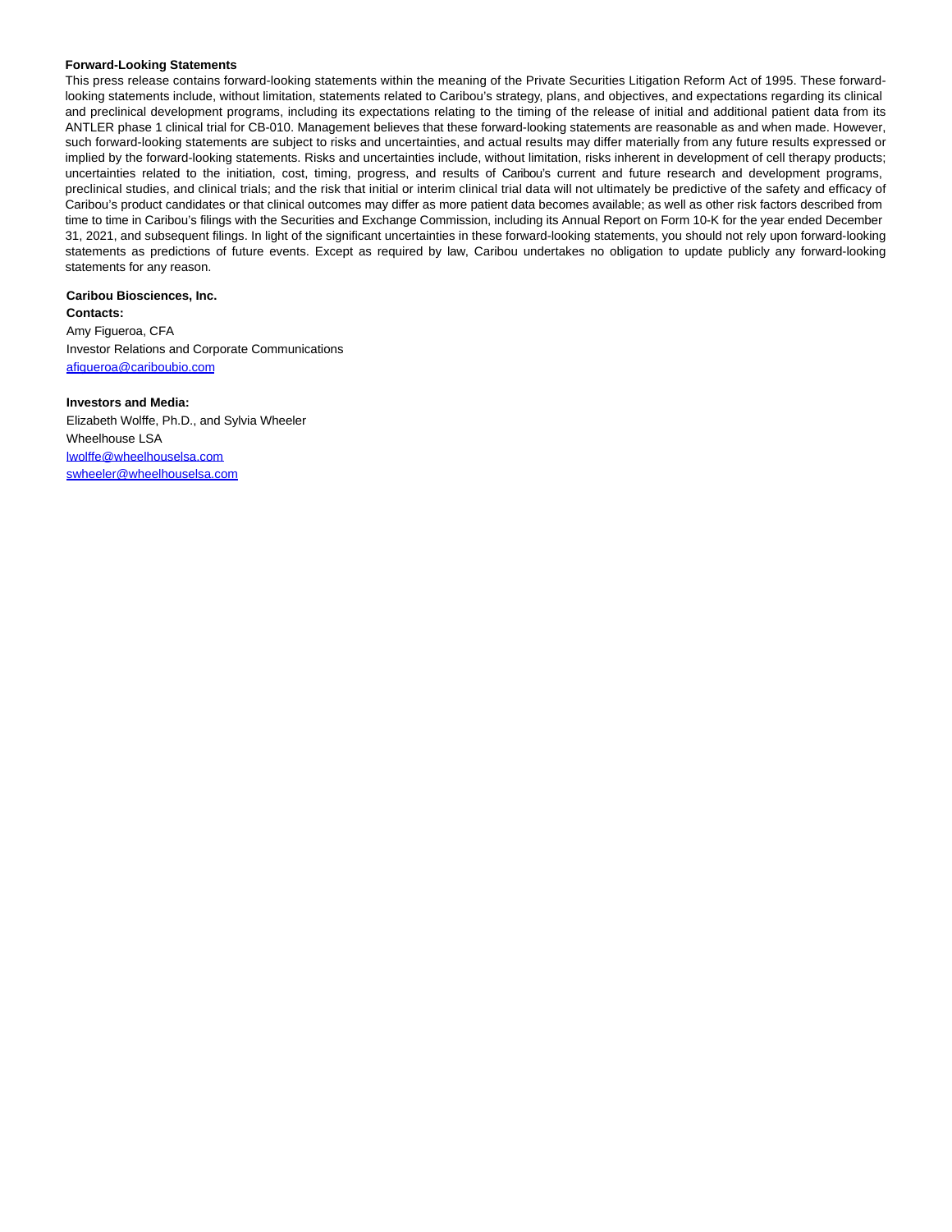**Forward-Looking Statements**

This press release contains forward-looking statements within the meaning of the Private Securities Litigation Reform Act of 1995. These forward-looking statements include, without limitation, statements related to Caribou's strategy, plans, and objectives, and expectations regarding its clinical and preclinical development programs, including its expectations relating to the timing of the release of initial and additional patient data from its ANTLER phase 1 clinical trial for CB-010. Management believes that these forward-looking statements are reasonable as and when made. However, such forward-looking statements are subject to risks and uncertainties, and actual results may differ materially from any future results expressed or implied by the forward-looking statements. Risks and uncertainties include, without limitation, risks inherent in development of cell therapy products; uncertainties related to the initiation, cost, timing, progress, and results of Caribou's current and future research and development programs, preclinical studies, and clinical trials; and the risk that initial or interim clinical trial data will not ultimately be predictive of the safety and efficacy of Caribou's product candidates or that clinical outcomes may differ as more patient data becomes available; as well as other risk factors described from time to time in Caribou's filings with the Securities and Exchange Commission, including its Annual Report on Form 10-K for the year ended December 31, 2021, and subsequent filings. In light of the significant uncertainties in these forward-looking statements, you should not rely upon forward-looking statements as predictions of future events. Except as required by law, Caribou undertakes no obligation to update publicly any forward-looking statements for any reason.

**Caribou Biosciences, Inc.**
**Contacts:**
Amy Figueroa, CFA
Investor Relations and Corporate Communications
afigueroa@cariboubio.com

**Investors and Media:**
Elizabeth Wolffe, Ph.D., and Sylvia Wheeler
Wheelhouse LSA
lwolffe@wheelhouselsa.com
swheeler@wheelhouselsa.com